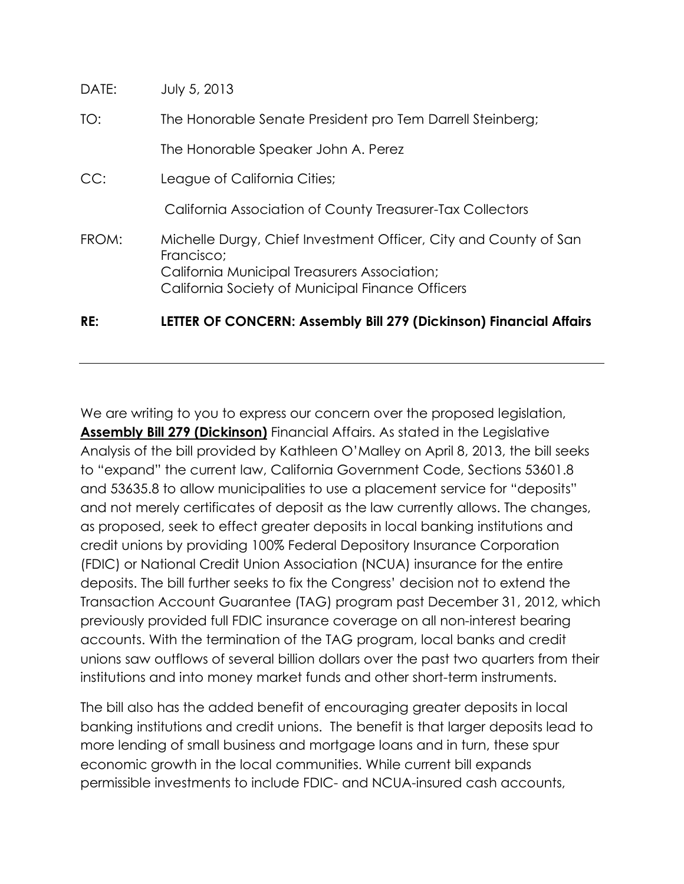| | |
|---|---|
| DATE: | July 5, 2013 |
| TO: | The Honorable Senate President pro Tem Darrell Steinberg; |
| | The Honorable Speaker John A. Perez |
| CC: | League of California Cities; |
| | California Association of County Treasurer-Tax Collectors |
| FROM: | Michelle Durgy, Chief Investment Officer, City and County of San Francisco; California Municipal Treasurers Association; California Society of Municipal Finance Officers |
| **RE:** | **LETTER OF CONCERN: Assembly Bill 279 (Dickinson) Financial Affairs** |

---

We are writing to you to express our concern over the proposed legislation, **Assembly Bill 279 (Dickinson)** Financial Affairs. As stated in the Legislative Analysis of the bill provided by Kathleen O'Malley on April 8, 2013, the bill seeks to "expand" the current law, California Government Code, Sections 53601.8 and 53635.8 to allow municipalities to use a placement service for "deposits" and not merely certificates of deposit as the law currently allows. The changes, as proposed, seek to effect greater deposits in local banking institutions and credit unions by providing 100% Federal Depository Insurance Corporation (FDIC) or National Credit Union Association (NCUA) insurance for the entire deposits. The bill further seeks to fix the Congress' decision not to extend the Transaction Account Guarantee (TAG) program past December 31, 2012, which previously provided full FDIC insurance coverage on all non-interest bearing accounts. With the termination of the TAG program, local banks and credit unions saw outflows of several billion dollars over the past two quarters from their institutions and into money market funds and other short-term instruments.

The bill also has the added benefit of encouraging greater deposits in local banking institutions and credit unions. The benefit is that larger deposits lead to more lending of small business and mortgage loans and in turn, these spur economic growth in the local communities. While current bill expands permissible investments to include FDIC- and NCUA-insured cash accounts,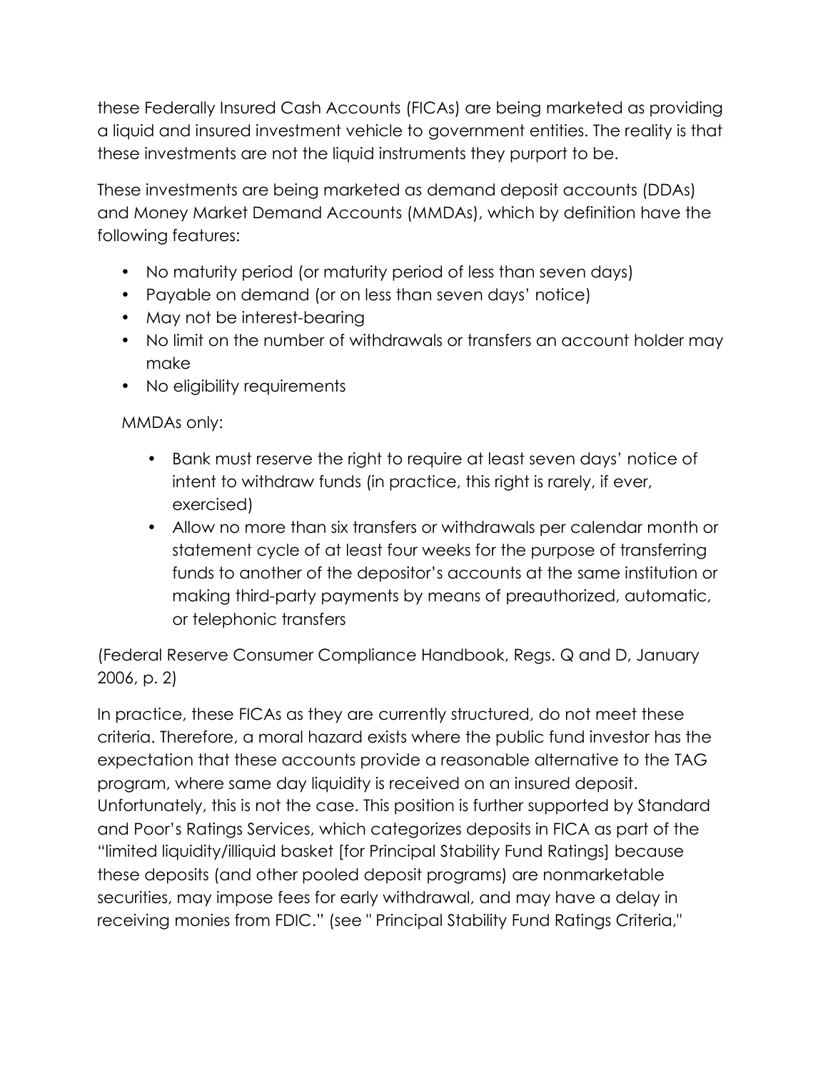these Federally Insured Cash Accounts (FICAs) are being marketed as providing a liquid and insured investment vehicle to government entities. The reality is that these investments are not the liquid instruments they purport to be.

These investments are being marketed as demand deposit accounts (DDAs) and Money Market Demand Accounts (MMDAs), which by definition have the following features:

- No maturity period (or maturity period of less than seven days)
- Payable on demand (or on less than seven days' notice)
- May not be interest-bearing
- No limit on the number of withdrawals or transfers an account holder may make
- No eligibility requirements

MMDAs only:

- Bank must reserve the right to require at least seven days' notice of intent to withdraw funds (in practice, this right is rarely, if ever, exercised)
- Allow no more than six transfers or withdrawals per calendar month or statement cycle of at least four weeks for the purpose of transferring funds to another of the depositor's accounts at the same institution or making third-party payments by means of preauthorized, automatic, or telephonic transfers

(Federal Reserve Consumer Compliance Handbook, Regs. Q and D, January 2006, p. 2)

In practice, these FICAs as they are currently structured, do not meet these criteria. Therefore, a moral hazard exists where the public fund investor has the expectation that these accounts provide a reasonable alternative to the TAG program, where same day liquidity is received on an insured deposit. Unfortunately, this is not the case. This position is further supported by Standard and Poor's Ratings Services, which categorizes deposits in FICA as part of the "limited liquidity/illiquid basket [for Principal Stability Fund Ratings] because these deposits (and other pooled deposit programs) are nonmarketable securities, may impose fees for early withdrawal, and may have a delay in receiving monies from FDIC." (see " Principal Stability Fund Ratings Criteria,"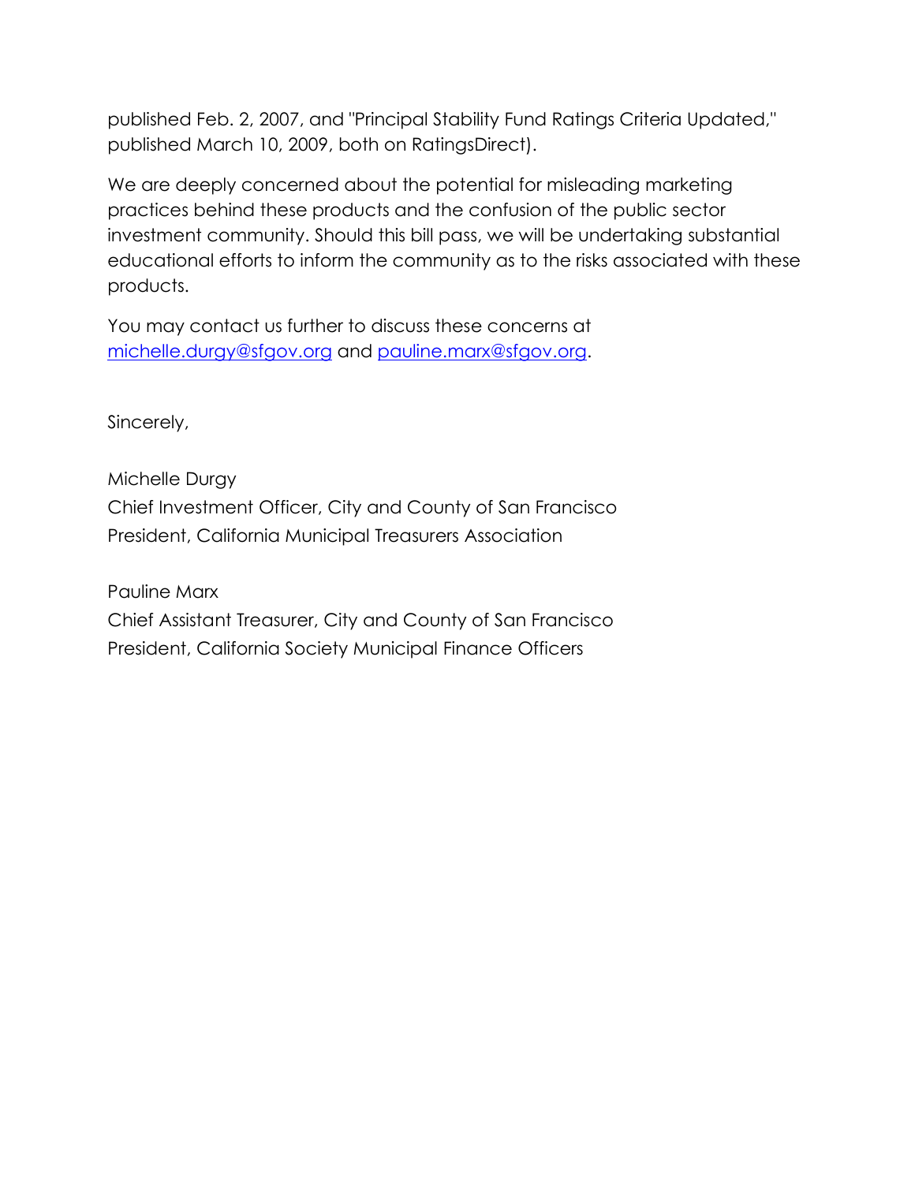published Feb. 2, 2007, and "Principal Stability Fund Ratings Criteria Updated," published March 10, 2009, both on RatingsDirect).

We are deeply concerned about the potential for misleading marketing practices behind these products and the confusion of the public sector investment community. Should this bill pass, we will be undertaking substantial educational efforts to inform the community as to the risks associated with these products.

You may contact us further to discuss these concerns at [michelle.durgy@sfgov.org](mailto:michelle.durgy@sfgov.org) and [pauline.marx@sfgov.org](mailto:pauline.marx@sfgov.org).

Sincerely,

Michelle Durgy
Chief Investment Officer, City and County of San Francisco
President, California Municipal Treasurers Association

Pauline Marx
Chief Assistant Treasurer, City and County of San Francisco
President, California Society Municipal Finance Officers